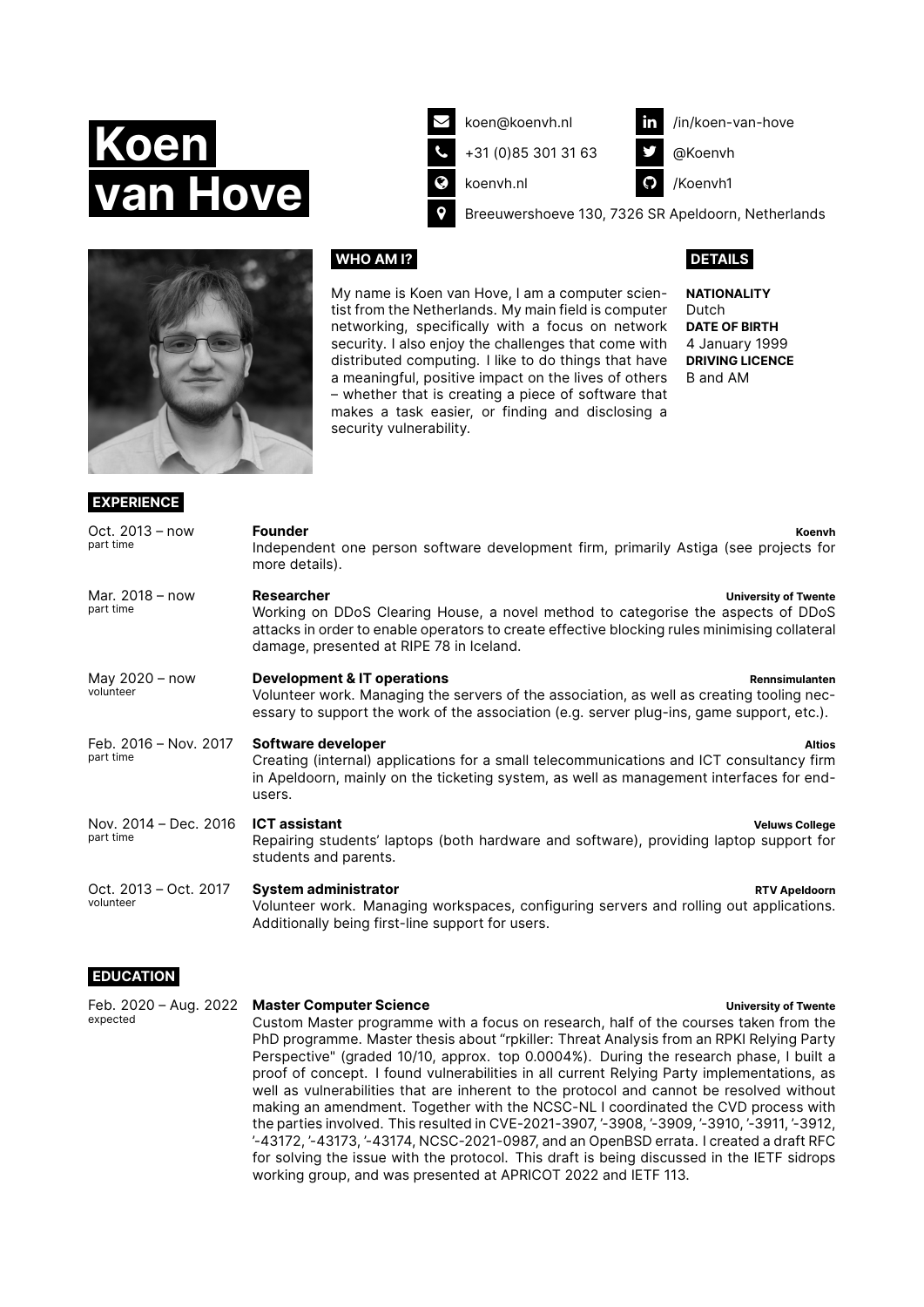# Koen van Hove

- koen@koenvh.nl
- +31 (0)85 301 31 63
- koenvh.nl
- Breeuwershoeve 130, 7326 SR Apeldoorn, Netherlands
- /in/koen-van-hove
- @Koenvh
- /Koenvh1

## WHO AM I?

My name is Koen van Hove, I am a computer scientist from the Netherlands. My main field is computer networking, specifically with a focus on network security. I also enjoy the challenges that come with distributed computing. I like to do things that have a meaningful, positive impact on the lives of others – whether that is creating a piece of software that makes a task easier, or finding and disclosing a security vulnerability.

## DETAILS

**NATIONALITY**
Dutch

**DATE OF BIRTH**
4 January 1999

**DRIVING LICENCE**
B and AM

## EXPERIENCE

**Oct. 2013 – now** (part time)
**Founder** — **Koenvh**
Independent one person software development firm, primarily Astiga (see projects for more details).

**Mar. 2018 – now** (part time)
**Researcher** — **University of Twente**
Working on DDoS Clearing House, a novel method to categorise the aspects of DDoS attacks in order to enable operators to create effective blocking rules minimising collateral damage, presented at RIPE 78 in Iceland.

**May 2020 – now** (volunteer)
**Development & IT operations** — **Rennsimulanten**
Volunteer work. Managing the servers of the association, as well as creating tooling necessary to support the work of the association (e.g. server plug-ins, game support, etc.).

**Feb. 2016 – Nov. 2017** (part time)
**Software developer** — **Altios**
Creating (internal) applications for a small telecommunications and ICT consultancy firm in Apeldoorn, mainly on the ticketing system, as well as management interfaces for end-users.

**Nov. 2014 – Dec. 2016** (part time)
**ICT assistant** — **Veluws College**
Repairing students' laptops (both hardware and software), providing laptop support for students and parents.

**Oct. 2013 – Oct. 2017** (volunteer)
**System administrator** — **RTV Apeldoorn**
Volunteer work. Managing workspaces, configuring servers and rolling out applications. Additionally being first-line support for users.

## EDUCATION

**Feb. 2020 – Aug. 2022** (expected)
**Master Computer Science** — **University of Twente**
Custom Master programme with a focus on research, half of the courses taken from the PhD programme. Master thesis about "rpkiller: Threat Analysis from an RPKI Relying Party Perspective" (graded 10/10, approx. top 0.0004%). During the research phase, I built a proof of concept. I found vulnerabilities in all current Relying Party implementations, as well as vulnerabilities that are inherent to the protocol and cannot be resolved without making an amendment. Together with the NCSC-NL I coordinated the CVD process with the parties involved. This resulted in CVE-2021-3907, '-3908, '-3909, '-3910, '-3911, '-3912, '-43172, '-43173, '-43174, NCSC-2021-0987, and an OpenBSD errata. I created a draft RFC for solving the issue with the protocol. This draft is being discussed in the IETF sidrops working group, and was presented at APRICOT 2022 and IETF 113.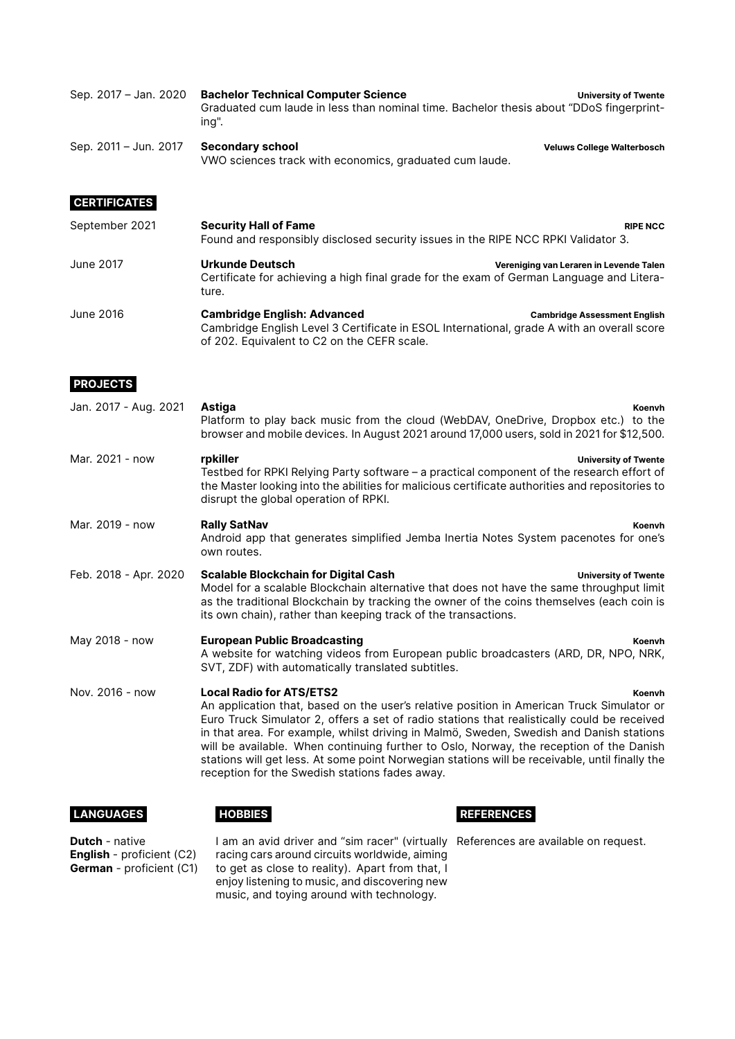Sep. 2017 – Jan. 2020 **Bachelor Technical Computer Science** — **University of Twente**
Graduated cum laude in less than nominal time. Bachelor thesis about "DDoS fingerprinting".

Sep. 2011 – Jun. 2017 **Secondary school** — **Veluws College Walterbosch**
VWO sciences track with economics, graduated cum laude.

## CERTIFICATES

September 2021 **Security Hall of Fame** — **RIPE NCC**
Found and responsibly disclosed security issues in the RIPE NCC RPKI Validator 3.

June 2017 **Urkunde Deutsch** — **Vereniging van Leraren in Levende Talen**
Certificate for achieving a high final grade for the exam of German Language and Literature.

June 2016 **Cambridge English: Advanced** — **Cambridge Assessment English**
Cambridge English Level 3 Certificate in ESOL International, grade A with an overall score of 202. Equivalent to C2 on the CEFR scale.

## PROJECTS

Jan. 2017 - Aug. 2021 **Astiga** — **Koenvh**
Platform to play back music from the cloud (WebDAV, OneDrive, Dropbox etc.) to the browser and mobile devices. In August 2021 around 17,000 users, sold in 2021 for $12,500.

Mar. 2021 - now **rpkiller** — **University of Twente**
Testbed for RPKI Relying Party software – a practical component of the research effort of the Master looking into the abilities for malicious certificate authorities and repositories to disrupt the global operation of RPKI.

Mar. 2019 - now **Rally SatNav** — **Koenvh**
Android app that generates simplified Jemba Inertia Notes System pacenotes for one's own routes.

Feb. 2018 - Apr. 2020 **Scalable Blockchain for Digital Cash** — **University of Twente**
Model for a scalable Blockchain alternative that does not have the same throughput limit as the traditional Blockchain by tracking the owner of the coins themselves (each coin is its own chain), rather than keeping track of the transactions.

May 2018 - now **European Public Broadcasting** — **Koenvh**
A website for watching videos from European public broadcasters (ARD, DR, NPO, NRK, SVT, ZDF) with automatically translated subtitles.

Nov. 2016 - now **Local Radio for ATS/ETS2** — **Koenvh**
An application that, based on the user's relative position in American Truck Simulator or Euro Truck Simulator 2, offers a set of radio stations that realistically could be received in that area. For example, whilst driving in Malmö, Sweden, Swedish and Danish stations will be available. When continuing further to Oslo, Norway, the reception of the Danish stations will get less. At some point Norwegian stations will be receivable, until finally the reception for the Swedish stations fades away.

## LANGUAGES

**Dutch** - native
**English** - proficient (C2)
**German** - proficient (C1)

## HOBBIES

I am an avid driver and "sim racer" (virtually racing cars around circuits worldwide, aiming to get as close to reality). Apart from that, I enjoy listening to music, and discovering new music, and toying around with technology.

## REFERENCES

References are available on request.